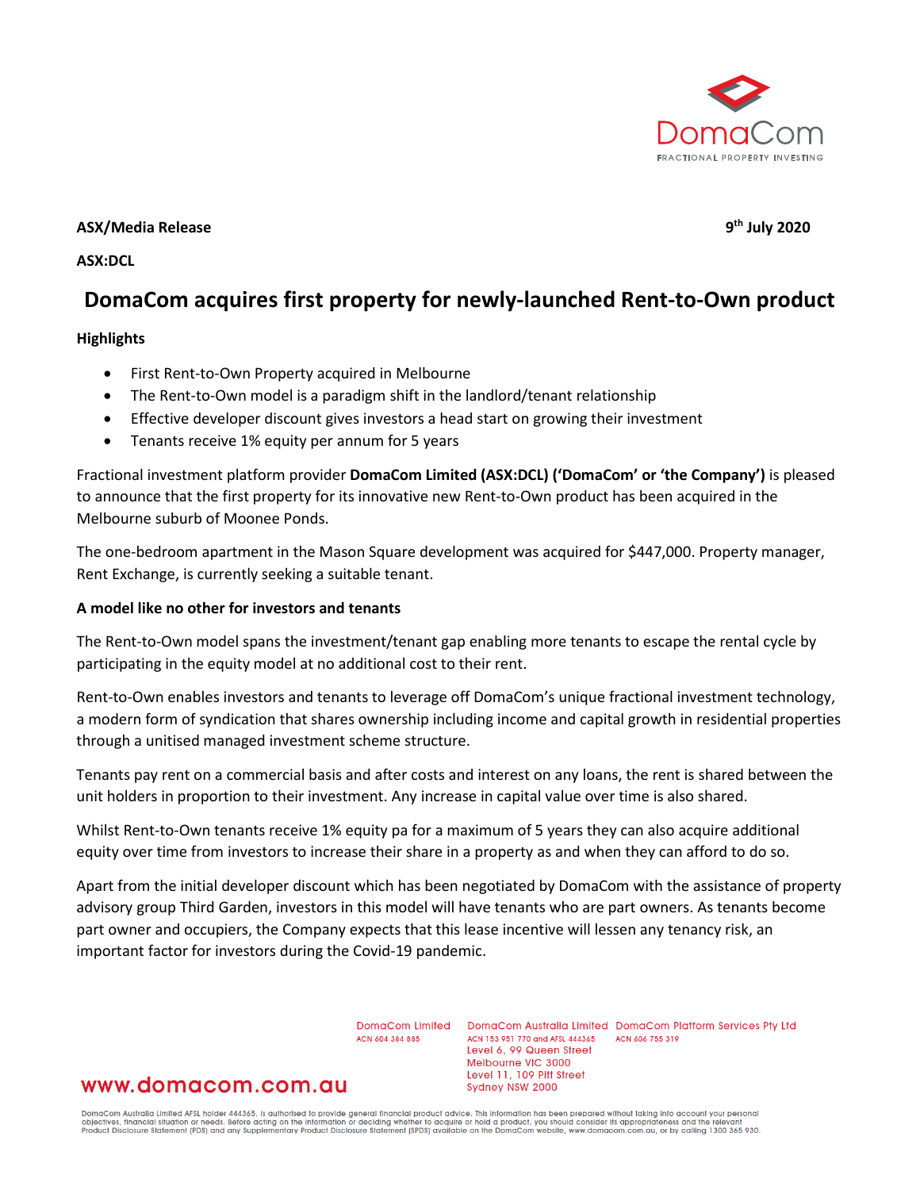**ASX/Media Release**

**9th July 2020**

**ASX:DCL**

# DomaCom acquires first property for newly-launched Rent-to-Own product

**Highlights**

- First Rent-to-Own Property acquired in Melbourne
- The Rent-to-Own model is a paradigm shift in the landlord/tenant relationship
- Effective developer discount gives investors a head start on growing their investment
- Tenants receive 1% equity per annum for 5 years

Fractional investment platform provider **DomaCom Limited (ASX:DCL) ('DomaCom' or 'the Company')** is pleased to announce that the first property for its innovative new Rent-to-Own product has been acquired in the Melbourne suburb of Moonee Ponds.

The one-bedroom apartment in the Mason Square development was acquired for $447,000. Property manager, Rent Exchange, is currently seeking a suitable tenant.

**A model like no other for investors and tenants**

The Rent-to-Own model spans the investment/tenant gap enabling more tenants to escape the rental cycle by participating in the equity model at no additional cost to their rent.

Rent-to-Own enables investors and tenants to leverage off DomaCom's unique fractional investment technology, a modern form of syndication that shares ownership including income and capital growth in residential properties through a unitised managed investment scheme structure.

Tenants pay rent on a commercial basis and after costs and interest on any loans, the rent is shared between the unit holders in proportion to their investment. Any increase in capital value over time is also shared.

Whilst Rent-to-Own tenants receive 1% equity pa for a maximum of 5 years they can also acquire additional equity over time from investors to increase their share in a property as and when they can afford to do so.

Apart from the initial developer discount which has been negotiated by DomaCom with the assistance of property advisory group Third Garden, investors in this model will have tenants who are part owners. As tenants become part owner and occupiers, the Company expects that this lease incentive will lessen any tenancy risk, an important factor for investors during the Covid-19 pandemic.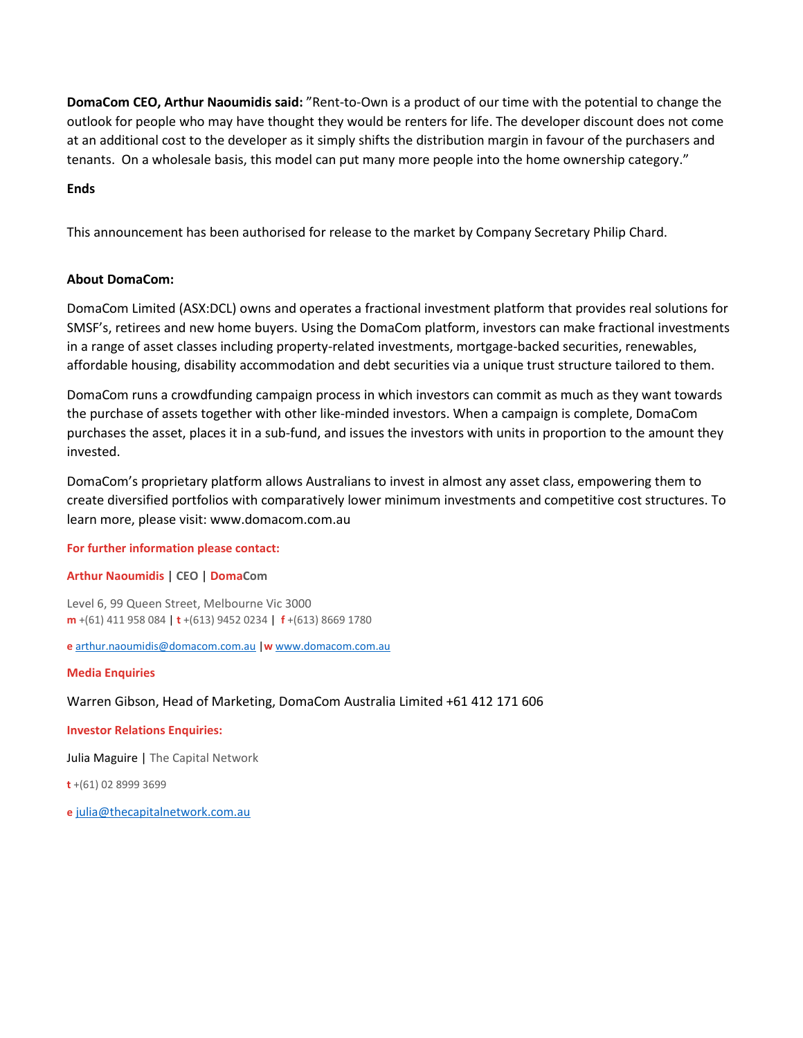**DomaCom CEO, Arthur Naoumidis said:** "Rent-to-Own is a product of our time with the potential to change the outlook for people who may have thought they would be renters for life. The developer discount does not come at an additional cost to the developer as it simply shifts the distribution margin in favour of the purchasers and tenants. On a wholesale basis, this model can put many more people into the home ownership category."

**Ends**

This announcement has been authorised for release to the market by Company Secretary Philip Chard.

**About DomaCom:**

DomaCom Limited (ASX:DCL) owns and operates a fractional investment platform that provides real solutions for SMSF's, retirees and new home buyers. Using the DomaCom platform, investors can make fractional investments in a range of asset classes including property-related investments, mortgage-backed securities, renewables, affordable housing, disability accommodation and debt securities via a unique trust structure tailored to them.

DomaCom runs a crowdfunding campaign process in which investors can commit as much as they want towards the purchase of assets together with other like-minded investors. When a campaign is complete, DomaCom purchases the asset, places it in a sub-fund, and issues the investors with units in proportion to the amount they invested.

DomaCom's proprietary platform allows Australians to invest in almost any asset class, empowering them to create diversified portfolios with comparatively lower minimum investments and competitive cost structures. To learn more, please visit: www.domacom.com.au

**For further information please contact:**

**Arthur Naoumidis** | **CEO** | **DomaCom**

Level 6, 99 Queen Street, Melbourne Vic 3000
**m** +(61) 411 958 084 | **t** +(613) 9452 0234 | **f** +(613) 8669 1780

**e** arthur.naoumidis@domacom.com.au | **w** www.domacom.com.au

**Media Enquiries**

Warren Gibson, Head of Marketing, DomaCom Australia Limited +61 412 171 606

**Investor Relations Enquiries:**

Julia Maguire | The Capital Network

**t** +(61) 02 8999 3699

**e** julia@thecapitalnetwork.com.au